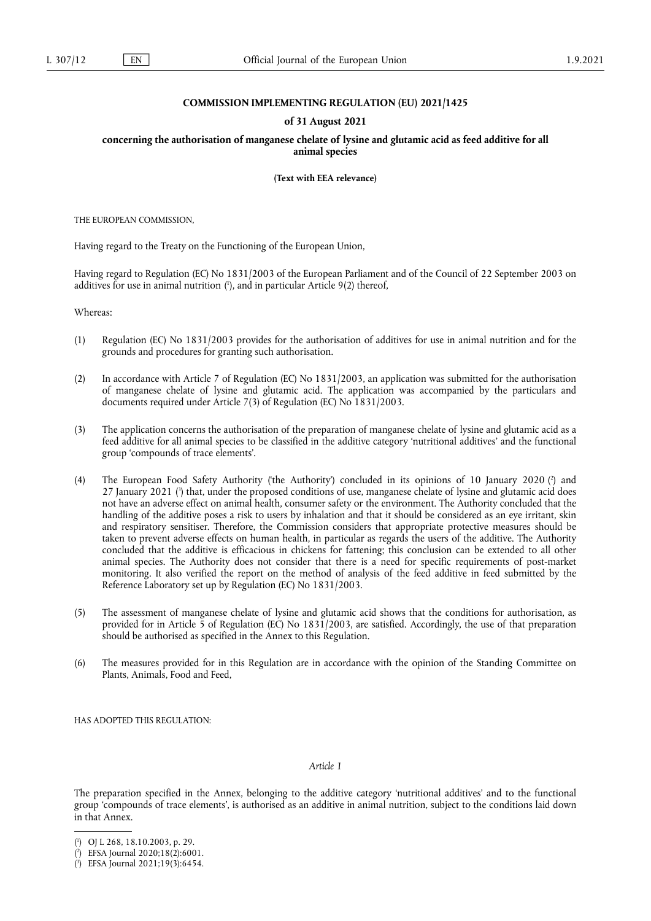# COMMISSION IMPLEMENTING REGULATION (EU) 2021/1425

## of 31 August 2021

## concerning the authorisation of manganese chelate of lysine and glutamic acid as feed additive for all animal species

**(Text with EEA relevance)**

THE EUROPEAN COMMISSION,

Having regard to the Treaty on the Functioning of the European Union,

Having regard to Regulation (EC) No 1831/2003 of the European Parliament and of the Council of 22 September 2003 on additives for use in animal nutrition [1], and in particular Article 9(2) thereof,

Whereas:

(1) Regulation (EC) No 1831/2003 provides for the authorisation of additives for use in animal nutrition and for the grounds and procedures for granting such authorisation.

(2) In accordance with Article 7 of Regulation (EC) No 1831/2003, an application was submitted for the authorisation of manganese chelate of lysine and glutamic acid. The application was accompanied by the particulars and documents required under Article 7(3) of Regulation (EC) No 1831/2003.

(3) The application concerns the authorisation of the preparation of manganese chelate of lysine and glutamic acid as a feed additive for all animal species to be classified in the additive category 'nutritional additives' and the functional group 'compounds of trace elements'.

(4) The European Food Safety Authority ('the Authority') concluded in its opinions of 10 January 2020 [2] and 27 January 2021 [3] that, under the proposed conditions of use, manganese chelate of lysine and glutamic acid does not have an adverse effect on animal health, consumer safety or the environment. The Authority concluded that the handling of the additive poses a risk to users by inhalation and that it should be considered as an eye irritant, skin and respiratory sensitiser. Therefore, the Commission considers that appropriate protective measures should be taken to prevent adverse effects on human health, in particular as regards the users of the additive. The Authority concluded that the additive is efficacious in chickens for fattening; this conclusion can be extended to all other animal species. The Authority does not consider that there is a need for specific requirements of post-market monitoring. It also verified the report on the method of analysis of the feed additive in feed submitted by the Reference Laboratory set up by Regulation (EC) No 1831/2003.

(5) The assessment of manganese chelate of lysine and glutamic acid shows that the conditions for authorisation, as provided for in Article 5 of Regulation (EC) No 1831/2003, are satisfied. Accordingly, the use of that preparation should be authorised as specified in the Annex to this Regulation.

(6) The measures provided for in this Regulation are in accordance with the opinion of the Standing Committee on Plants, Animals, Food and Feed,

HAS ADOPTED THIS REGULATION:

*Article 1*

The preparation specified in the Annex, belonging to the additive category 'nutritional additives' and to the functional group 'compounds of trace elements', is authorised as an additive in animal nutrition, subject to the conditions laid down in that Annex.

---

[1] OJ L 268, 18.10.2003, p. 29.

[2] EFSA Journal 2020;18(2):6001.

[3] EFSA Journal 2021;19(3):6454.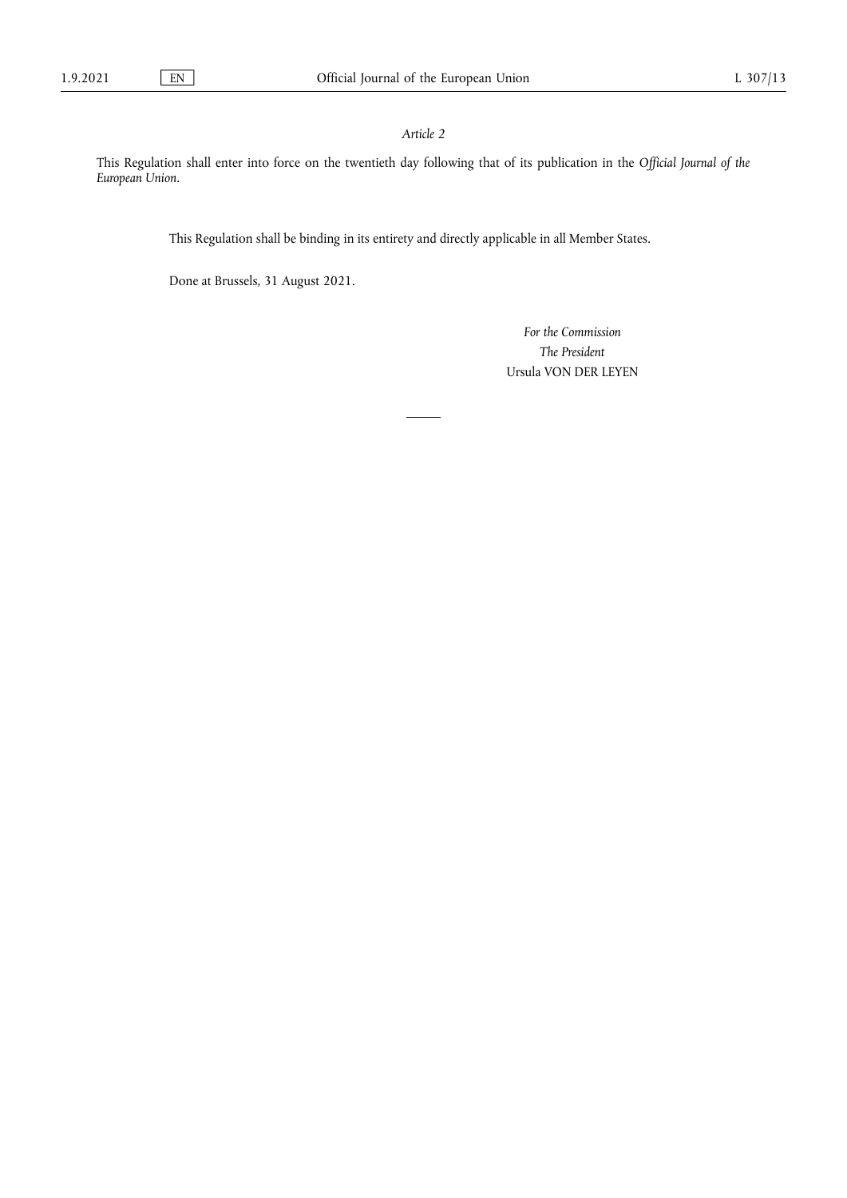*Article 2*

This Regulation shall enter into force on the twentieth day following that of its publication in the *Official Journal of the European Union*.

This Regulation shall be binding in its entirety and directly applicable in all Member States.

Done at Brussels, 31 August 2021.

*For the Commission*

*The President*

Ursula VON DER LEYEN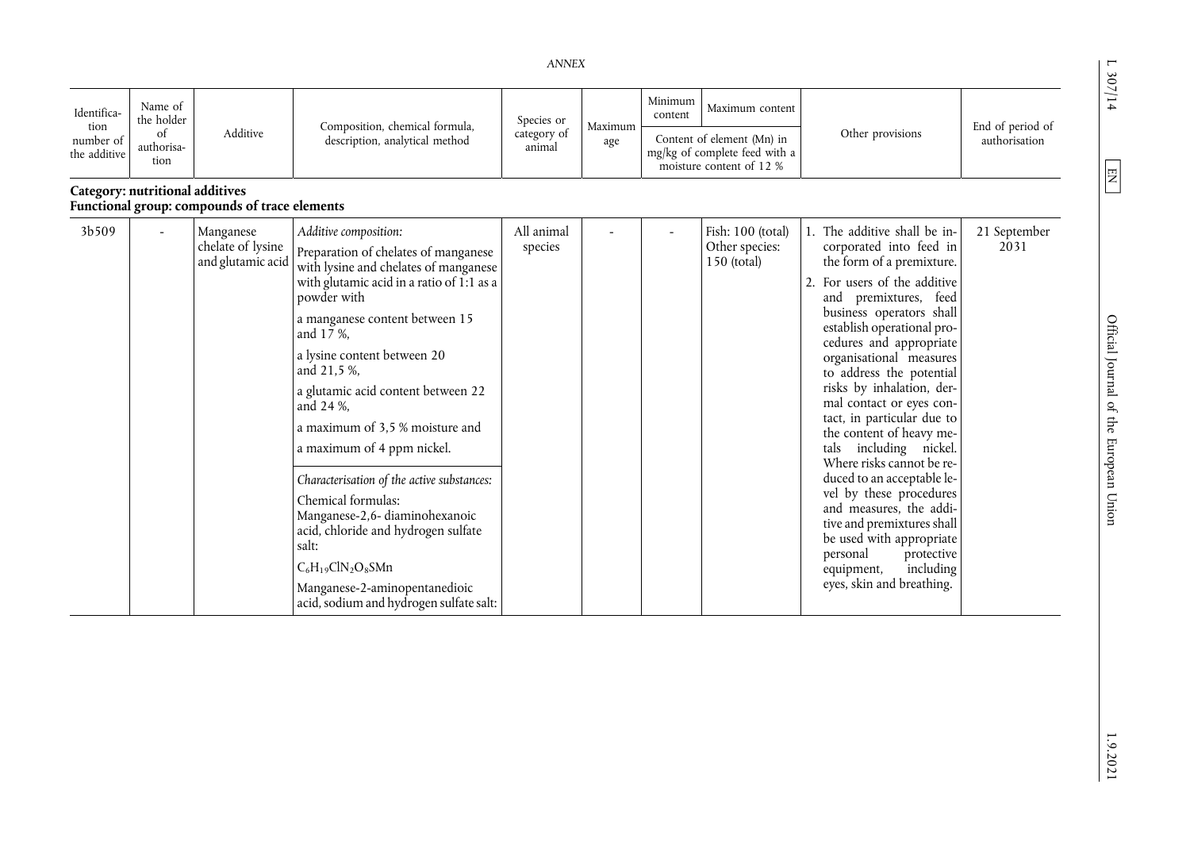*ANNEX*

| Identification number of the additive | Name of the holder of authorisation | Additive | Composition, chemical formula, description, analytical method | Species or category of animal | Maximum age | Minimum content | Maximum content | Other provisions | End of period of authorisation |
|---|---|---|---|---|---|---|---|---|---|
| | | | | | | Content of element (Mn) in mg/kg of complete feed with a moisture content of 12 % | | | |
| **Category: nutritional additives**<br>**Functional group: compounds of trace elements** | | | | | | | | | |
| 3b509 | - | Manganese chelate of lysine and glutamic acid | *Additive composition:*<br>Preparation of chelates of manganese with lysine and chelates of manganese with glutamic acid in a ratio of 1:1 as a powder with<br>a manganese content between 15 and 17 %,<br>a lysine content between 20 and 21,5 %,<br>a glutamic acid content between 22 and 24 %,<br>a maximum of 3,5 % moisture and<br>a maximum of 4 ppm nickel.<br>*Characterisation of the active substances:*<br>Chemical formulas:<br>Manganese-2,6- diaminohexanoic acid, chloride and hydrogen sulfate salt:<br>$C_6H_{19}ClN_2O_8SMn$<br>Manganese-2-aminopentanedioic acid, sodium and hydrogen sulfate salt: | All animal species | - | - | Fish: 100 (total)<br>Other species: 150 (total) | 1. The additive shall be incorporated into feed in the form of a premixture.<br>2. For users of the additive and premixtures, feed business operators shall establish operational procedures and appropriate organisational measures to address the potential risks by inhalation, dermal contact or eyes contact, in particular due to the content of heavy metals including nickel. Where risks cannot be reduced to an acceptable level by these procedures and measures, the additive and premixtures shall be used with appropriate personal protective equipment, including eyes, skin and breathing. | 21 September 2031 |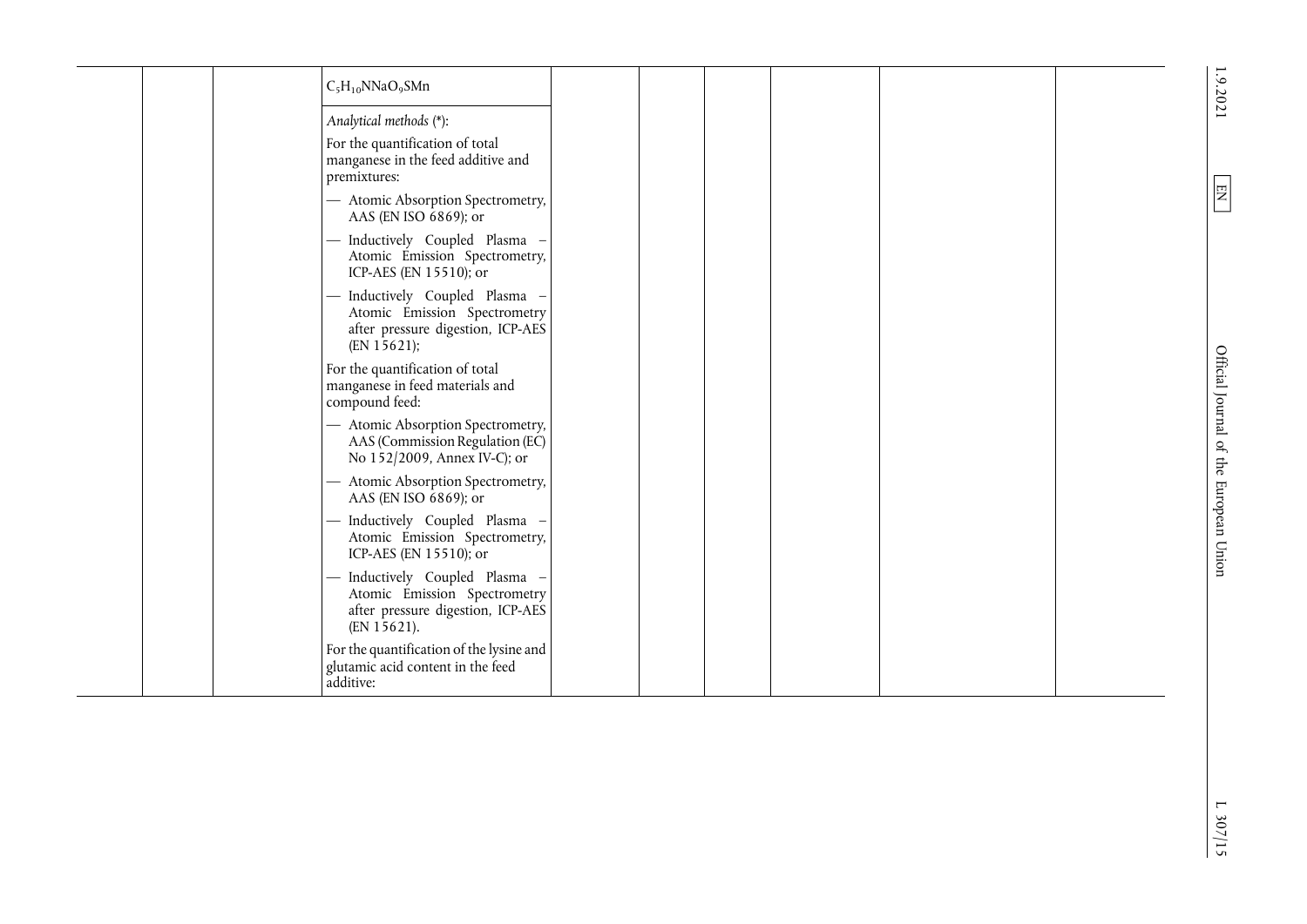|  |  |  | $C_5H_{10}NNaO_9SMn$ |  |  |  |  |  |  |
|---|---|---|---|---|---|---|---|---|---|
|  |  |  | *Analytical methods* (*):<br><br>For the quantification of total manganese in the feed additive and premixtures:<br><br>— Atomic Absorption Spectrometry, AAS (EN ISO 6869); or<br><br>— Inductively Coupled Plasma – Atomic Emission Spectrometry, ICP-AES (EN 15510); or<br><br>— Inductively Coupled Plasma – Atomic Emission Spectrometry after pressure digestion, ICP-AES (EN 15621);<br><br>For the quantification of total manganese in feed materials and compound feed:<br><br>— Atomic Absorption Spectrometry, AAS (Commission Regulation (EC) No 152/2009, Annex IV-C); or<br><br>— Atomic Absorption Spectrometry, AAS (EN ISO 6869); or<br><br>— Inductively Coupled Plasma – Atomic Emission Spectrometry, ICP-AES (EN 15510); or<br><br>— Inductively Coupled Plasma – Atomic Emission Spectrometry after pressure digestion, ICP-AES (EN 15621).<br><br>For the quantification of the lysine and glutamic acid content in the feed additive: |  |  |  |  |  |  |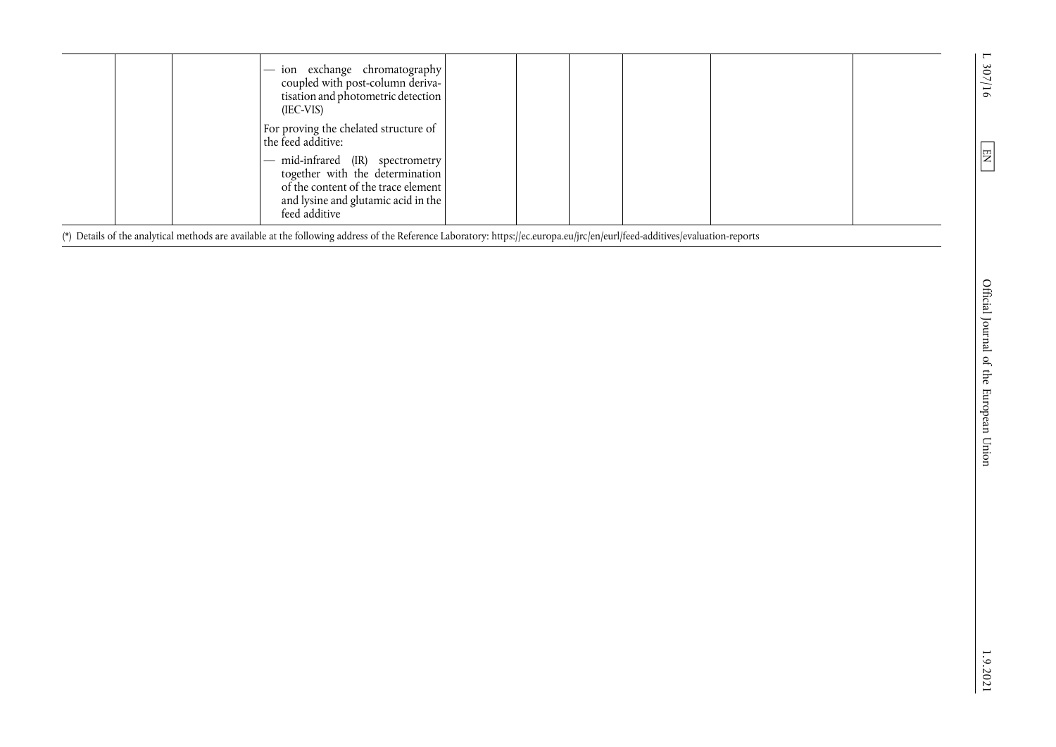| | | | | | | | | | |
|---|---|---|---|---|---|---|---|---|---|
| | | | — ion exchange chromatography coupled with post-column derivatisation and photometric detection (IEC-VIS)<br><br>For proving the chelated structure of the feed additive:<br><br>— mid-infrared (IR) spectrometry together with the determination of the content of the trace element and lysine and glutamic acid in the feed additive | | | | | | |

(*) Details of the analytical methods are available at the following address of the Reference Laboratory: https://ec.europa.eu/jrc/en/eurl/feed-additives/evaluation-reports